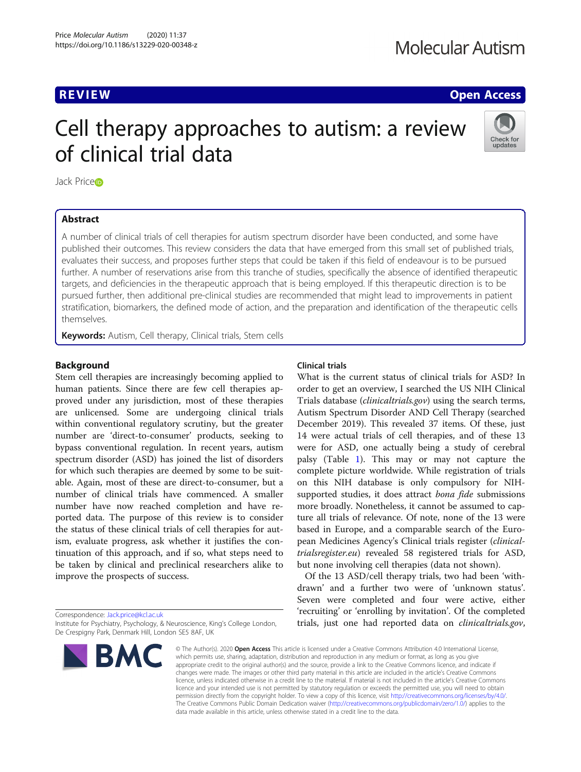REVIEW

Open Access

# Cell therapy approaches to autism: a review of clinical trial data

Jack Price

## Abstract

A number of clinical trials of cell therapies for autism spectrum disorder have been conducted, and some have published their outcomes. This review considers the data that have emerged from this small set of published trials, evaluates their success, and proposes further steps that could be taken if this field of endeavour is to be pursued further. A number of reservations arise from this tranche of studies, specifically the absence of identified therapeutic targets, and deficiencies in the therapeutic approach that is being employed. If this therapeutic direction is to be pursued further, then additional pre-clinical studies are recommended that might lead to improvements in patient stratification, biomarkers, the defined mode of action, and the preparation and identification of the therapeutic cells themselves.

**Keywords:** Autism, Cell therapy, Clinical trials, Stem cells

## Background

Stem cell therapies are increasingly becoming applied to human patients. Since there are few cell therapies approved under any jurisdiction, most of these therapies are unlicensed. Some are undergoing clinical trials within conventional regulatory scrutiny, but the greater number are 'direct-to-consumer' products, seeking to bypass conventional regulation. In recent years, autism spectrum disorder (ASD) has joined the list of disorders for which such therapies are deemed by some to be suitable. Again, most of these are direct-to-consumer, but a number of clinical trials have commenced. A smaller number have now reached completion and have reported data. The purpose of this review is to consider the status of these clinical trials of cell therapies for autism, evaluate progress, ask whether it justifies the continuation of this approach, and if so, what steps need to be taken by clinical and preclinical researchers alike to improve the prospects of success.

Correspondence: Jack.price@kcl.ac.uk
Institute for Psychiatry, Psychology, & Neuroscience, King's College London, De Crespigny Park, Denmark Hill, London SE5 8AF, UK

## Clinical trials

What is the current status of clinical trials for ASD? In order to get an overview, I searched the US NIH Clinical Trials database (*clinicaltrials.gov*) using the search terms, Autism Spectrum Disorder AND Cell Therapy (searched December 2019). This revealed 37 items. Of these, just 14 were actual trials of cell therapies, and of these 13 were for ASD, one actually being a study of cerebral palsy (Table 1). This may or may not capture the complete picture worldwide. While registration of trials on this NIH database is only compulsory for NIH-supported studies, it does attract *bona fide* submissions more broadly. Nonetheless, it cannot be assumed to capture all trials of relevance. Of note, none of the 13 were based in Europe, and a comparable search of the European Medicines Agency's Clinical trials register (*clinicaltrialsregister.eu*) revealed 58 registered trials for ASD, but none involving cell therapies (data not shown).

Of the 13 ASD/cell therapy trials, two had been 'withdrawn' and a further two were of 'unknown status'. Seven were completed and four were active, either 'recruiting' or 'enrolling by invitation'. Of the completed trials, just one had reported data on *clinicaltrials.gov*,

© The Author(s). 2020 **Open Access** This article is licensed under a Creative Commons Attribution 4.0 International License, which permits use, sharing, adaptation, distribution and reproduction in any medium or format, as long as you give appropriate credit to the original author(s) and the source, provide a link to the Creative Commons licence, and indicate if changes were made. The images or other third party material in this article are included in the article's Creative Commons licence, unless indicated otherwise in a credit line to the material. If material is not included in the article's Creative Commons licence and your intended use is not permitted by statutory regulation or exceeds the permitted use, you will need to obtain permission directly from the copyright holder. To view a copy of this licence, visit http://creativecommons.org/licenses/by/4.0/. The Creative Commons Public Domain Dedication waiver (http://creativecommons.org/publicdomain/zero/1.0/) applies to the data made available in this article, unless otherwise stated in a credit line to the data.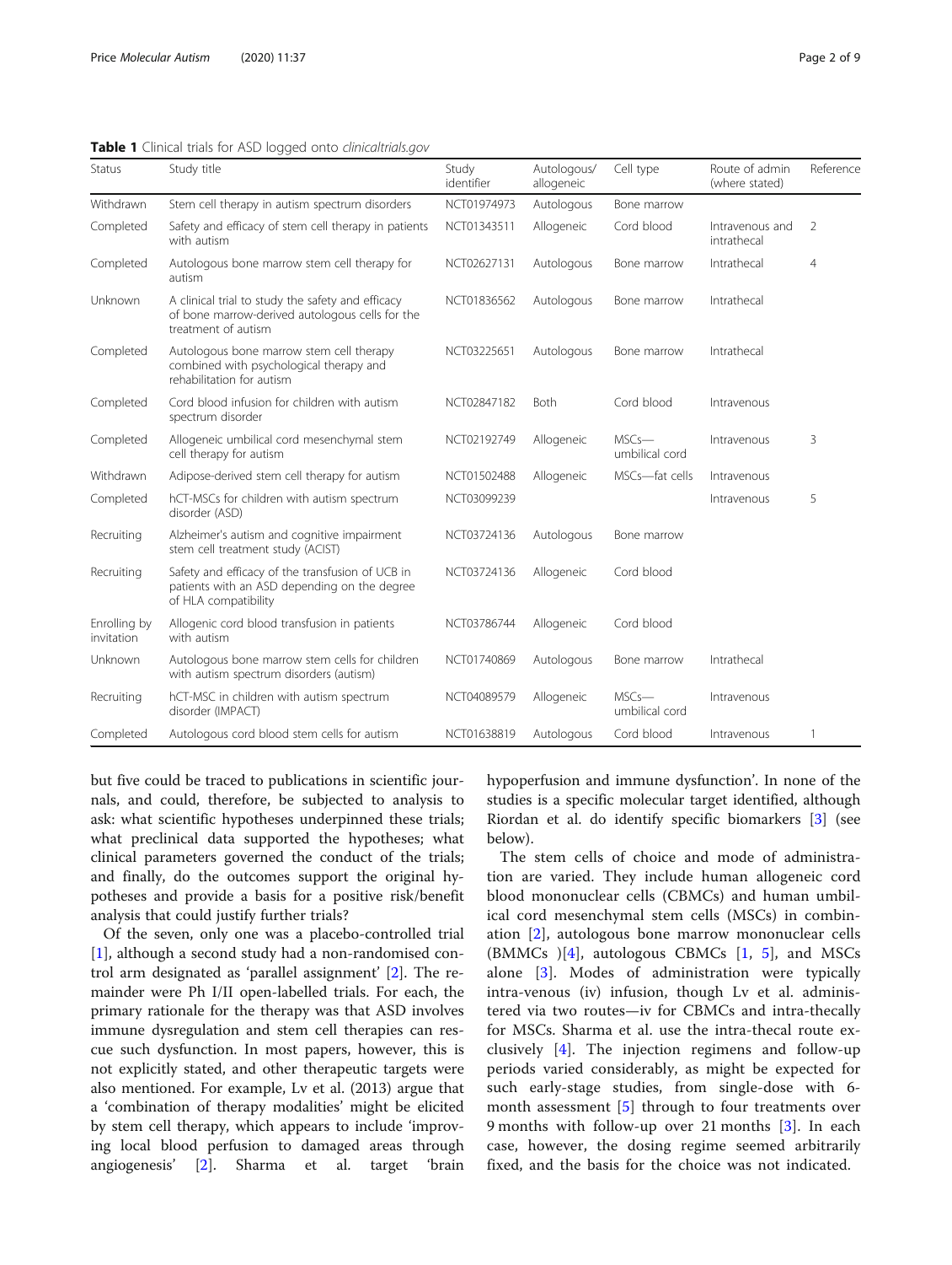**Table 1** Clinical trials for ASD logged onto *clinicaltrials.gov*

| Status | Study title | Study identifier | Autologous/ allogeneic | Cell type | Route of admin (where stated) | Reference |
|---|---|---|---|---|---|---|
| Withdrawn | Stem cell therapy in autism spectrum disorders | NCT01974973 | Autologous | Bone marrow | | |
| Completed | Safety and efficacy of stem cell therapy in patients with autism | NCT01343511 | Allogeneic | Cord blood | Intravenous and intrathecal | 2 |
| Completed | Autologous bone marrow stem cell therapy for autism | NCT02627131 | Autologous | Bone marrow | Intrathecal | 4 |
| Unknown | A clinical trial to study the safety and efficacy of bone marrow-derived autologous cells for the treatment of autism | NCT01836562 | Autologous | Bone marrow | Intrathecal | |
| Completed | Autologous bone marrow stem cell therapy combined with psychological therapy and rehabilitation for autism | NCT03225651 | Autologous | Bone marrow | Intrathecal | |
| Completed | Cord blood infusion for children with autism spectrum disorder | NCT02847182 | Both | Cord blood | Intravenous | |
| Completed | Allogeneic umbilical cord mesenchymal stem cell therapy for autism | NCT02192749 | Allogeneic | MSCs—umbilical cord | Intravenous | 3 |
| Withdrawn | Adipose-derived stem cell therapy for autism | NCT01502488 | Allogeneic | MSCs—fat cells | Intravenous | |
| Completed | hCT-MSCs for children with autism spectrum disorder (ASD) | NCT03099239 | | | Intravenous | 5 |
| Recruiting | Alzheimer's autism and cognitive impairment stem cell treatment study (ACIST) | NCT03724136 | Autologous | Bone marrow | | |
| Recruiting | Safety and efficacy of the transfusion of UCB in patients with an ASD depending on the degree of HLA compatibility | NCT03724136 | Allogeneic | Cord blood | | |
| Enrolling by invitation | Allogenic cord blood transfusion in patients with autism | NCT03786744 | Allogeneic | Cord blood | | |
| Unknown | Autologous bone marrow stem cells for children with autism spectrum disorders (autism) | NCT01740869 | Autologous | Bone marrow | Intrathecal | |
| Recruiting | hCT-MSC in children with autism spectrum disorder (IMPACT) | NCT04089579 | Allogeneic | MSCs—umbilical cord | Intravenous | |
| Completed | Autologous cord blood stem cells for autism | NCT01638819 | Autologous | Cord blood | Intravenous | 1 |

but five could be traced to publications in scientific journals, and could, therefore, be subjected to analysis to ask: what scientific hypotheses underpinned these trials; what preclinical data supported the hypotheses; what clinical parameters governed the conduct of the trials; and finally, do the outcomes support the original hypotheses and provide a basis for a positive risk/benefit analysis that could justify further trials?

Of the seven, only one was a placebo-controlled trial [1], although a second study had a non-randomised control arm designated as 'parallel assignment' [2]. The remainder were Ph I/II open-labelled trials. For each, the primary rationale for the therapy was that ASD involves immune dysregulation and stem cell therapies can rescue such dysfunction. In most papers, however, this is not explicitly stated, and other therapeutic targets were also mentioned. For example, Lv et al. (2013) argue that a 'combination of therapy modalities' might be elicited by stem cell therapy, which appears to include 'improving local blood perfusion to damaged areas through angiogenesis' [2]. Sharma et al. target 'brain hypoperfusion and immune dysfunction'. In none of the studies is a specific molecular target identified, although Riordan et al. do identify specific biomarkers [3] (see below).

The stem cells of choice and mode of administration are varied. They include human allogeneic cord blood mononuclear cells (CBMCs) and human umbilical cord mesenchymal stem cells (MSCs) in combination [2], autologous bone marrow mononuclear cells (BMMCs )[4], autologous CBMCs [1, 5], and MSCs alone [3]. Modes of administration were typically intra-venous (iv) infusion, though Lv et al. administered via two routes—iv for CBMCs and intra-thecally for MSCs. Sharma et al. use the intra-thecal route exclusively [4]. The injection regimens and follow-up periods varied considerably, as might be expected for such early-stage studies, from single-dose with 6-month assessment [5] through to four treatments over 9 months with follow-up over 21 months [3]. In each case, however, the dosing regime seemed arbitrarily fixed, and the basis for the choice was not indicated.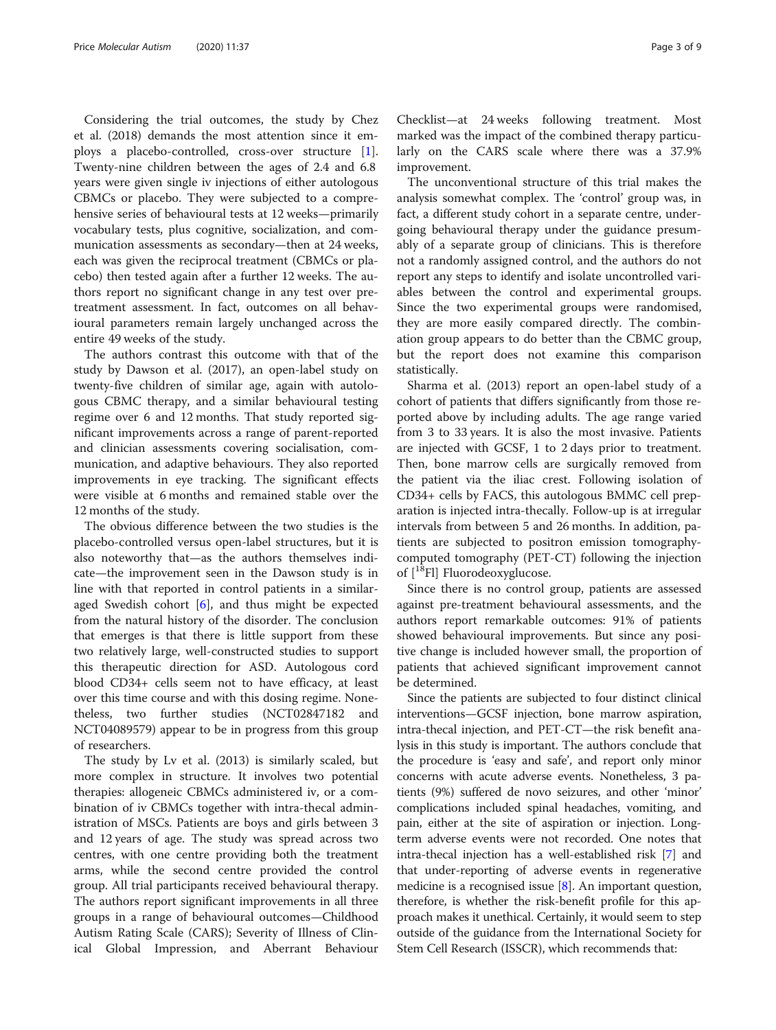Considering the trial outcomes, the study by Chez et al. (2018) demands the most attention since it employs a placebo-controlled, cross-over structure [1]. Twenty-nine children between the ages of 2.4 and 6.8 years were given single iv injections of either autologous CBMCs or placebo. They were subjected to a comprehensive series of behavioural tests at 12 weeks—primarily vocabulary tests, plus cognitive, socialization, and communication assessments as secondary—then at 24 weeks, each was given the reciprocal treatment (CBMCs or placebo) then tested again after a further 12 weeks. The authors report no significant change in any test over pretreatment assessment. In fact, outcomes on all behavioural parameters remain largely unchanged across the entire 49 weeks of the study.

The authors contrast this outcome with that of the study by Dawson et al. (2017), an open-label study on twenty-five children of similar age, again with autologous CBMC therapy, and a similar behavioural testing regime over 6 and 12 months. That study reported significant improvements across a range of parent-reported and clinician assessments covering socialisation, communication, and adaptive behaviours. They also reported improvements in eye tracking. The significant effects were visible at 6 months and remained stable over the 12 months of the study.

The obvious difference between the two studies is the placebo-controlled versus open-label structures, but it is also noteworthy that—as the authors themselves indicate—the improvement seen in the Dawson study is in line with that reported in control patients in a similar-aged Swedish cohort [6], and thus might be expected from the natural history of the disorder. The conclusion that emerges is that there is little support from these two relatively large, well-constructed studies to support this therapeutic direction for ASD. Autologous cord blood CD34+ cells seem not to have efficacy, at least over this time course and with this dosing regime. Nonetheless, two further studies (NCT02847182 and NCT04089579) appear to be in progress from this group of researchers.

The study by Lv et al. (2013) is similarly scaled, but more complex in structure. It involves two potential therapies: allogeneic CBMCs administered iv, or a combination of iv CBMCs together with intra-thecal administration of MSCs. Patients are boys and girls between 3 and 12 years of age. The study was spread across two centres, with one centre providing both the treatment arms, while the second centre provided the control group. All trial participants received behavioural therapy. The authors report significant improvements in all three groups in a range of behavioural outcomes—Childhood Autism Rating Scale (CARS); Severity of Illness of Clinical Global Impression, and Aberrant Behaviour Checklist—at 24 weeks following treatment. Most marked was the impact of the combined therapy particularly on the CARS scale where there was a 37.9% improvement.

The unconventional structure of this trial makes the analysis somewhat complex. The 'control' group was, in fact, a different study cohort in a separate centre, undergoing behavioural therapy under the guidance presumably of a separate group of clinicians. This is therefore not a randomly assigned control, and the authors do not report any steps to identify and isolate uncontrolled variables between the control and experimental groups. Since the two experimental groups were randomised, they are more easily compared directly. The combination group appears to do better than the CBMC group, but the report does not examine this comparison statistically.

Sharma et al. (2013) report an open-label study of a cohort of patients that differs significantly from those reported above by including adults. The age range varied from 3 to 33 years. It is also the most invasive. Patients are injected with GCSF, 1 to 2 days prior to treatment. Then, bone marrow cells are surgically removed from the patient via the iliac crest. Following isolation of CD34+ cells by FACS, this autologous BMMC cell preparation is injected intra-thecally. Follow-up is at irregular intervals from between 5 and 26 months. In addition, patients are subjected to positron emission tomography-computed tomography (PET-CT) following the injection of [$^{18}$Fl] Fluorodeoxyglucose.

Since there is no control group, patients are assessed against pre-treatment behavioural assessments, and the authors report remarkable outcomes: 91% of patients showed behavioural improvements. But since any positive change is included however small, the proportion of patients that achieved significant improvement cannot be determined.

Since the patients are subjected to four distinct clinical interventions—GCSF injection, bone marrow aspiration, intra-thecal injection, and PET-CT—the risk benefit analysis in this study is important. The authors conclude that the procedure is 'easy and safe', and report only minor concerns with acute adverse events. Nonetheless, 3 patients (9%) suffered de novo seizures, and other 'minor' complications included spinal headaches, vomiting, and pain, either at the site of aspiration or injection. Long-term adverse events were not recorded. One notes that intra-thecal injection has a well-established risk [7] and that under-reporting of adverse events in regenerative medicine is a recognised issue [8]. An important question, therefore, is whether the risk-benefit profile for this approach makes it unethical. Certainly, it would seem to step outside of the guidance from the International Society for Stem Cell Research (ISSCR), which recommends that: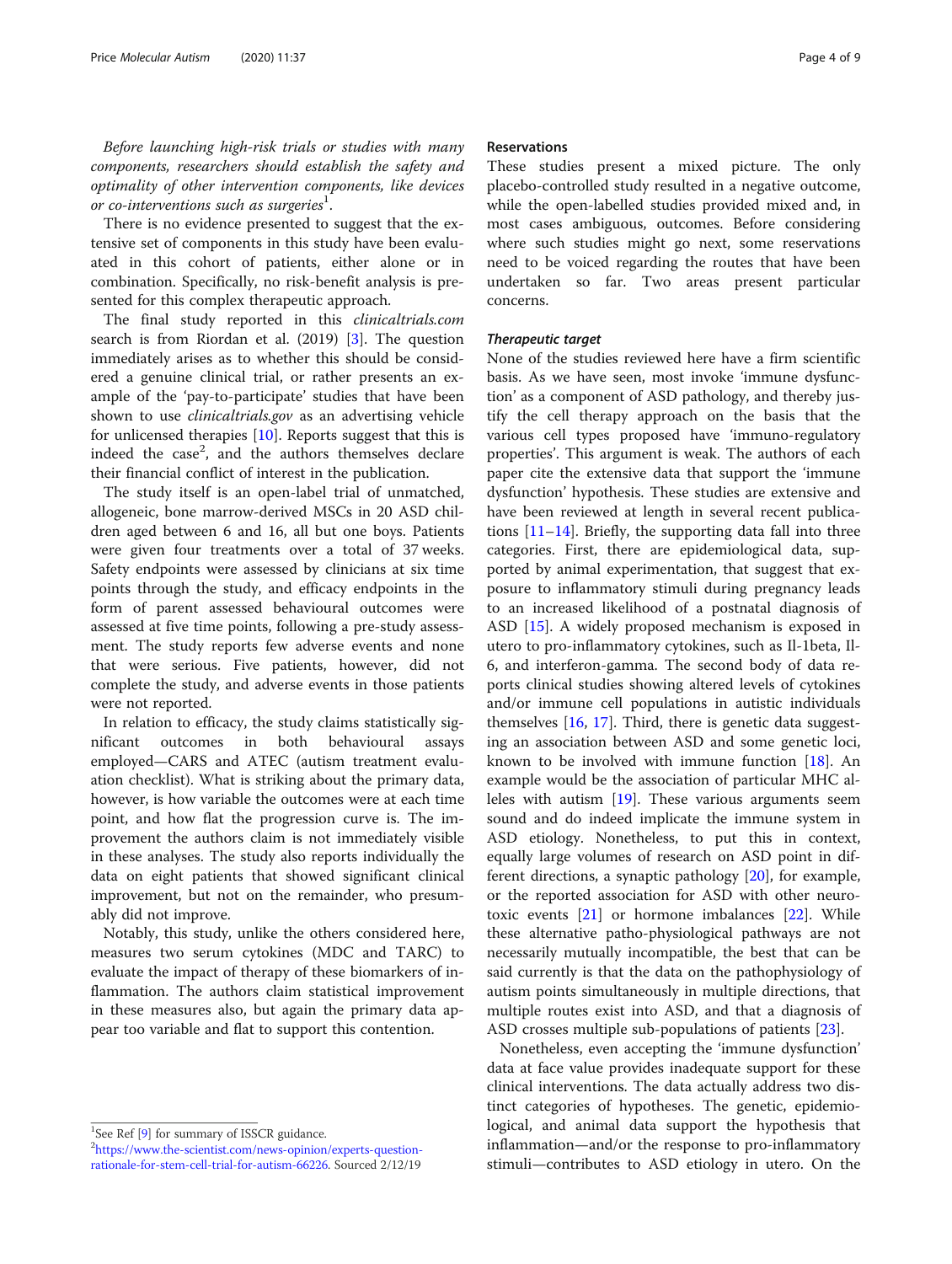*Before launching high-risk trials or studies with many components, researchers should establish the safety and optimality of other intervention components, like devices or co-interventions such as surgeries*[1].

There is no evidence presented to suggest that the extensive set of components in this study have been evaluated in this cohort of patients, either alone or in combination. Specifically, no risk-benefit analysis is presented for this complex therapeutic approach.

The final study reported in this *clinicaltrials.com* search is from Riordan et al. (2019) [3]. The question immediately arises as to whether this should be considered a genuine clinical trial, or rather presents an example of the 'pay-to-participate' studies that have been shown to use *clinicaltrials.gov* as an advertising vehicle for unlicensed therapies [10]. Reports suggest that this is indeed the case[2], and the authors themselves declare their financial conflict of interest in the publication.

The study itself is an open-label trial of unmatched, allogeneic, bone marrow-derived MSCs in 20 ASD children aged between 6 and 16, all but one boys. Patients were given four treatments over a total of 37 weeks. Safety endpoints were assessed by clinicians at six time points through the study, and efficacy endpoints in the form of parent assessed behavioural outcomes were assessed at five time points, following a pre-study assessment. The study reports few adverse events and none that were serious. Five patients, however, did not complete the study, and adverse events in those patients were not reported.

In relation to efficacy, the study claims statistically significant outcomes in both behavioural assays employed—CARS and ATEC (autism treatment evaluation checklist). What is striking about the primary data, however, is how variable the outcomes were at each time point, and how flat the progression curve is. The improvement the authors claim is not immediately visible in these analyses. The study also reports individually the data on eight patients that showed significant clinical improvement, but not on the remainder, who presumably did not improve.

Notably, this study, unlike the others considered here, measures two serum cytokines (MDC and TARC) to evaluate the impact of therapy of these biomarkers of inflammation. The authors claim statistical improvement in these measures also, but again the primary data appear too variable and flat to support this contention.

## Reservations

These studies present a mixed picture. The only placebo-controlled study resulted in a negative outcome, while the open-labelled studies provided mixed and, in most cases ambiguous, outcomes. Before considering where such studies might go next, some reservations need to be voiced regarding the routes that have been undertaken so far. Two areas present particular concerns.

### *Therapeutic target*

None of the studies reviewed here have a firm scientific basis. As we have seen, most invoke 'immune dysfunction' as a component of ASD pathology, and thereby justify the cell therapy approach on the basis that the various cell types proposed have 'immuno-regulatory properties'. This argument is weak. The authors of each paper cite the extensive data that support the 'immune dysfunction' hypothesis. These studies are extensive and have been reviewed at length in several recent publications [11–14]. Briefly, the supporting data fall into three categories. First, there are epidemiological data, supported by animal experimentation, that suggest that exposure to inflammatory stimuli during pregnancy leads to an increased likelihood of a postnatal diagnosis of ASD [15]. A widely proposed mechanism is exposed in utero to pro-inflammatory cytokines, such as Il-1beta, Il-6, and interferon-gamma. The second body of data reports clinical studies showing altered levels of cytokines and/or immune cell populations in autistic individuals themselves [16, 17]. Third, there is genetic data suggesting an association between ASD and some genetic loci, known to be involved with immune function [18]. An example would be the association of particular MHC alleles with autism [19]. These various arguments seem sound and do indeed implicate the immune system in ASD etiology. Nonetheless, to put this in context, equally large volumes of research on ASD point in different directions, a synaptic pathology [20], for example, or the reported association for ASD with other neurotoxic events [21] or hormone imbalances [22]. While these alternative patho-physiological pathways are not necessarily mutually incompatible, the best that can be said currently is that the data on the pathophysiology of autism points simultaneously in multiple directions, that multiple routes exist into ASD, and that a diagnosis of ASD crosses multiple sub-populations of patients [23].

Nonetheless, even accepting the 'immune dysfunction' data at face value provides inadequate support for these clinical interventions. The data actually address two distinct categories of hypotheses. The genetic, epidemiological, and animal data support the hypothesis that inflammation—and/or the response to pro-inflammatory stimuli—contributes to ASD etiology in utero. On the

---

[1] See Ref [9] for summary of ISSCR guidance.

[2] https://www.the-scientist.com/news-opinion/experts-question-rationale-for-stem-cell-trial-for-autism-66226. Sourced 2/12/19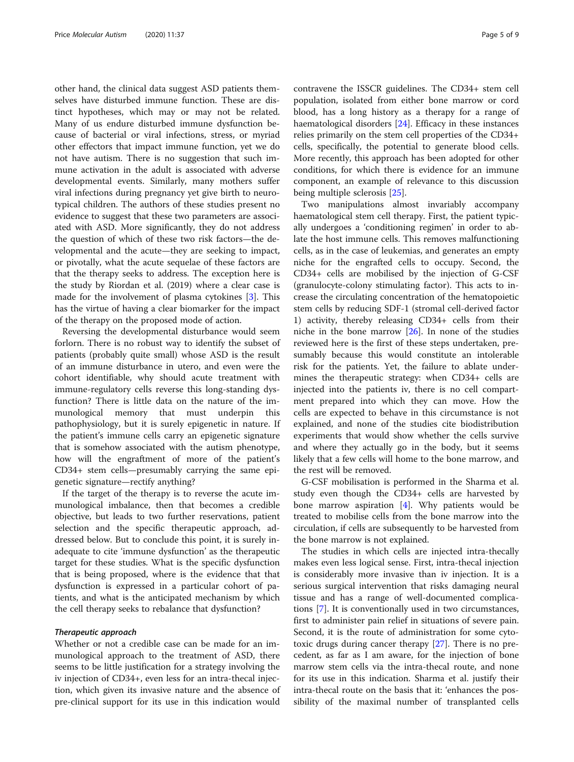other hand, the clinical data suggest ASD patients themselves have disturbed immune function. These are distinct hypotheses, which may or may not be related. Many of us endure disturbed immune dysfunction because of bacterial or viral infections, stress, or myriad other effectors that impact immune function, yet we do not have autism. There is no suggestion that such immune activation in the adult is associated with adverse developmental events. Similarly, many mothers suffer viral infections during pregnancy yet give birth to neurotypical children. The authors of these studies present no evidence to suggest that these two parameters are associated with ASD. More significantly, they do not address the question of which of these two risk factors—the developmental and the acute—they are seeking to impact, or pivotally, what the acute sequelae of these factors are that the therapy seeks to address. The exception here is the study by Riordan et al. (2019) where a clear case is made for the involvement of plasma cytokines [3]. This has the virtue of having a clear biomarker for the impact of the therapy on the proposed mode of action.

Reversing the developmental disturbance would seem forlorn. There is no robust way to identify the subset of patients (probably quite small) whose ASD is the result of an immune disturbance in utero, and even were the cohort identifiable, why should acute treatment with immune-regulatory cells reverse this long-standing dysfunction? There is little data on the nature of the immunological memory that must underpin this pathophysiology, but it is surely epigenetic in nature. If the patient's immune cells carry an epigenetic signature that is somehow associated with the autism phenotype, how will the engraftment of more of the patient's CD34+ stem cells—presumably carrying the same epigenetic signature—rectify anything?

If the target of the therapy is to reverse the acute immunological imbalance, then that becomes a credible objective, but leads to two further reservations, patient selection and the specific therapeutic approach, addressed below. But to conclude this point, it is surely inadequate to cite 'immune dysfunction' as the therapeutic target for these studies. What is the specific dysfunction that is being proposed, where is the evidence that that dysfunction is expressed in a particular cohort of patients, and what is the anticipated mechanism by which the cell therapy seeks to rebalance that dysfunction?

### *Therapeutic approach*

Whether or not a credible case can be made for an immunological approach to the treatment of ASD, there seems to be little justification for a strategy involving the iv injection of CD34+, even less for an intra-thecal injection, which given its invasive nature and the absence of pre-clinical support for its use in this indication would contravene the ISSCR guidelines. The CD34+ stem cell population, isolated from either bone marrow or cord blood, has a long history as a therapy for a range of haematological disorders [24]. Efficacy in these instances relies primarily on the stem cell properties of the CD34+ cells, specifically, the potential to generate blood cells. More recently, this approach has been adopted for other conditions, for which there is evidence for an immune component, an example of relevance to this discussion being multiple sclerosis [25].

Two manipulations almost invariably accompany haematological stem cell therapy. First, the patient typically undergoes a 'conditioning regimen' in order to ablate the host immune cells. This removes malfunctioning cells, as in the case of leukemias, and generates an empty niche for the engrafted cells to occupy. Second, the CD34+ cells are mobilised by the injection of G-CSF (granulocyte-colony stimulating factor). This acts to increase the circulating concentration of the hematopoietic stem cells by reducing SDF-1 (stromal cell-derived factor 1) activity, thereby releasing CD34+ cells from their niche in the bone marrow [26]. In none of the studies reviewed here is the first of these steps undertaken, presumably because this would constitute an intolerable risk for the patients. Yet, the failure to ablate undermines the therapeutic strategy: when CD34+ cells are injected into the patients iv, there is no cell compartment prepared into which they can move. How the cells are expected to behave in this circumstance is not explained, and none of the studies cite biodistribution experiments that would show whether the cells survive and where they actually go in the body, but it seems likely that a few cells will home to the bone marrow, and the rest will be removed.

G-CSF mobilisation is performed in the Sharma et al. study even though the CD34+ cells are harvested by bone marrow aspiration [4]. Why patients would be treated to mobilise cells from the bone marrow into the circulation, if cells are subsequently to be harvested from the bone marrow is not explained.

The studies in which cells are injected intra-thecally makes even less logical sense. First, intra-thecal injection is considerably more invasive than iv injection. It is a serious surgical intervention that risks damaging neural tissue and has a range of well-documented complications [7]. It is conventionally used in two circumstances, first to administer pain relief in situations of severe pain. Second, it is the route of administration for some cytotoxic drugs during cancer therapy [27]. There is no precedent, as far as I am aware, for the injection of bone marrow stem cells via the intra-thecal route, and none for its use in this indication. Sharma et al. justify their intra-thecal route on the basis that it: 'enhances the possibility of the maximal number of transplanted cells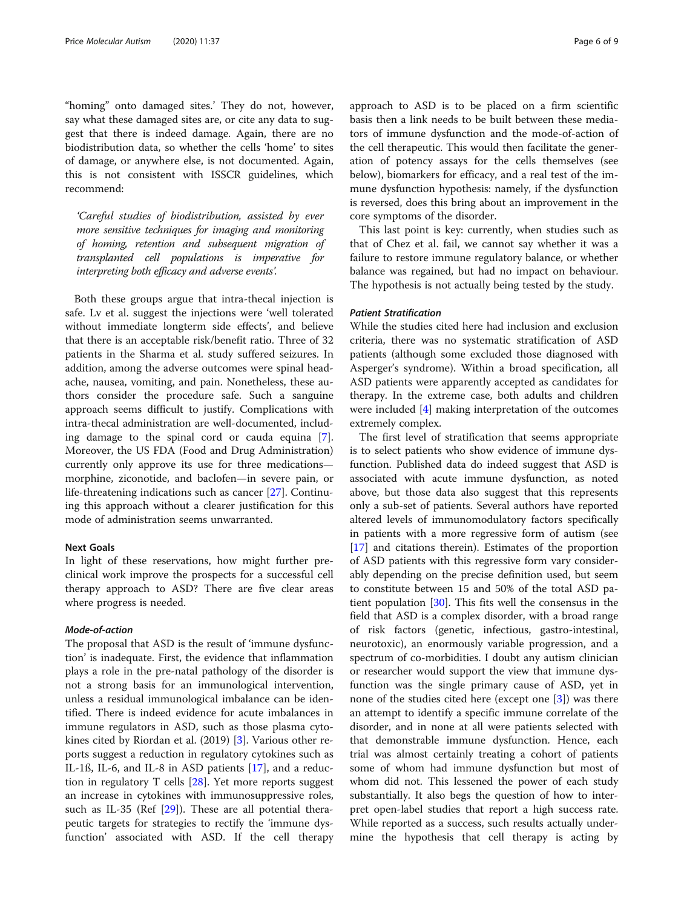"homing" onto damaged sites.' They do not, however, say what these damaged sites are, or cite any data to suggest that there is indeed damage. Again, there are no biodistribution data, so whether the cells 'home' to sites of damage, or anywhere else, is not documented. Again, this is not consistent with ISSCR guidelines, which recommend:

*'Careful studies of biodistribution, assisted by ever more sensitive techniques for imaging and monitoring of homing, retention and subsequent migration of transplanted cell populations is imperative for interpreting both efficacy and adverse events'.*

Both these groups argue that intra-thecal injection is safe. Lv et al. suggest the injections were 'well tolerated without immediate longterm side effects', and believe that there is an acceptable risk/benefit ratio. Three of 32 patients in the Sharma et al. study suffered seizures. In addition, among the adverse outcomes were spinal headache, nausea, vomiting, and pain. Nonetheless, these authors consider the procedure safe. Such a sanguine approach seems difficult to justify. Complications with intra-thecal administration are well-documented, including damage to the spinal cord or cauda equina [7]. Moreover, the US FDA (Food and Drug Administration) currently only approve its use for three medications—morphine, ziconotide, and baclofen—in severe pain, or life-threatening indications such as cancer [27]. Continuing this approach without a clearer justification for this mode of administration seems unwarranted.

## Next Goals

In light of these reservations, how might further pre-clinical work improve the prospects for a successful cell therapy approach to ASD? There are five clear areas where progress is needed.

### *Mode-of-action*

The proposal that ASD is the result of 'immune dysfunction' is inadequate. First, the evidence that inflammation plays a role in the pre-natal pathology of the disorder is not a strong basis for an immunological intervention, unless a residual immunological imbalance can be identified. There is indeed evidence for acute imbalances in immune regulators in ASD, such as those plasma cytokines cited by Riordan et al. (2019) [3]. Various other reports suggest a reduction in regulatory cytokines such as IL-1ß, IL-6, and IL-8 in ASD patients [17], and a reduction in regulatory T cells [28]. Yet more reports suggest an increase in cytokines with immunosuppressive roles, such as IL-35 (Ref [29]). These are all potential therapeutic targets for strategies to rectify the 'immune dysfunction' associated with ASD. If the cell therapy approach to ASD is to be placed on a firm scientific basis then a link needs to be built between these mediators of immune dysfunction and the mode-of-action of the cell therapeutic. This would then facilitate the generation of potency assays for the cells themselves (see below), biomarkers for efficacy, and a real test of the immune dysfunction hypothesis: namely, if the dysfunction is reversed, does this bring about an improvement in the core symptoms of the disorder.

This last point is key: currently, when studies such as that of Chez et al. fail, we cannot say whether it was a failure to restore immune regulatory balance, or whether balance was regained, but had no impact on behaviour. The hypothesis is not actually being tested by the study.

### *Patient Stratification*

While the studies cited here had inclusion and exclusion criteria, there was no systematic stratification of ASD patients (although some excluded those diagnosed with Asperger's syndrome). Within a broad specification, all ASD patients were apparently accepted as candidates for therapy. In the extreme case, both adults and children were included [4] making interpretation of the outcomes extremely complex.

The first level of stratification that seems appropriate is to select patients who show evidence of immune dysfunction. Published data do indeed suggest that ASD is associated with acute immune dysfunction, as noted above, but those data also suggest that this represents only a sub-set of patients. Several authors have reported altered levels of immunomodulatory factors specifically in patients with a more regressive form of autism (see [17] and citations therein). Estimates of the proportion of ASD patients with this regressive form vary considerably depending on the precise definition used, but seem to constitute between 15 and 50% of the total ASD patient population [30]. This fits well the consensus in the field that ASD is a complex disorder, with a broad range of risk factors (genetic, infectious, gastro-intestinal, neurotoxic), an enormously variable progression, and a spectrum of co-morbidities. I doubt any autism clinician or researcher would support the view that immune dysfunction was the single primary cause of ASD, yet in none of the studies cited here (except one [3]) was there an attempt to identify a specific immune correlate of the disorder, and in none at all were patients selected with that demonstrable immune dysfunction. Hence, each trial was almost certainly treating a cohort of patients some of whom had immune dysfunction but most of whom did not. This lessened the power of each study substantially. It also begs the question of how to interpret open-label studies that report a high success rate. While reported as a success, such results actually undermine the hypothesis that cell therapy is acting by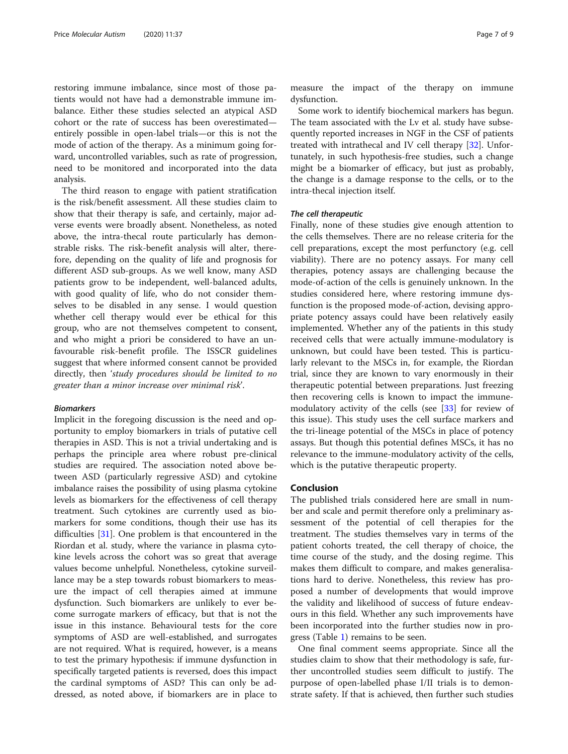restoring immune imbalance, since most of those patients would not have had a demonstrable immune imbalance. Either these studies selected an atypical ASD cohort or the rate of success has been overestimated—entirely possible in open-label trials—or this is not the mode of action of the therapy. As a minimum going forward, uncontrolled variables, such as rate of progression, need to be monitored and incorporated into the data analysis.

The third reason to engage with patient stratification is the risk/benefit assessment. All these studies claim to show that their therapy is safe, and certainly, major adverse events were broadly absent. Nonetheless, as noted above, the intra-thecal route particularly has demonstrable risks. The risk-benefit analysis will alter, therefore, depending on the quality of life and prognosis for different ASD sub-groups. As we well know, many ASD patients grow to be independent, well-balanced adults, with good quality of life, who do not consider themselves to be disabled in any sense. I would question whether cell therapy would ever be ethical for this group, who are not themselves competent to consent, and who might a priori be considered to have an unfavourable risk-benefit profile. The ISSCR guidelines suggest that where informed consent cannot be provided directly, then '*study procedures should be limited to no greater than a minor increase over minimal risk*'.

### Biomarkers

Implicit in the foregoing discussion is the need and opportunity to employ biomarkers in trials of putative cell therapies in ASD. This is not a trivial undertaking and is perhaps the principle area where robust pre-clinical studies are required. The association noted above between ASD (particularly regressive ASD) and cytokine imbalance raises the possibility of using plasma cytokine levels as biomarkers for the effectiveness of cell therapy treatment. Such cytokines are currently used as biomarkers for some conditions, though their use has its difficulties [31]. One problem is that encountered in the Riordan et al. study, where the variance in plasma cytokine levels across the cohort was so great that average values become unhelpful. Nonetheless, cytokine surveillance may be a step towards robust biomarkers to measure the impact of cell therapies aimed at immune dysfunction. Such biomarkers are unlikely to ever become surrogate markers of efficacy, but that is not the issue in this instance. Behavioural tests for the core symptoms of ASD are well-established, and surrogates are not required. What is required, however, is a means to test the primary hypothesis: if immune dysfunction in specifically targeted patients is reversed, does this impact the cardinal symptoms of ASD? This can only be addressed, as noted above, if biomarkers are in place to measure the impact of the therapy on immune dysfunction.

Some work to identify biochemical markers has begun. The team associated with the Lv et al. study have subsequently reported increases in NGF in the CSF of patients treated with intrathecal and IV cell therapy [32]. Unfortunately, in such hypothesis-free studies, such a change might be a biomarker of efficacy, but just as probably, the change is a damage response to the cells, or to the intra-thecal injection itself.

### The cell therapeutic

Finally, none of these studies give enough attention to the cells themselves. There are no release criteria for the cell preparations, except the most perfunctory (e.g. cell viability). There are no potency assays. For many cell therapies, potency assays are challenging because the mode-of-action of the cells is genuinely unknown. In the studies considered here, where restoring immune dysfunction is the proposed mode-of-action, devising appropriate potency assays could have been relatively easily implemented. Whether any of the patients in this study received cells that were actually immune-modulatory is unknown, but could have been tested. This is particularly relevant to the MSCs in, for example, the Riordan trial, since they are known to vary enormously in their therapeutic potential between preparations. Just freezing then recovering cells is known to impact the immune-modulatory activity of the cells (see [33] for review of this issue). This study uses the cell surface markers and the tri-lineage potential of the MSCs in place of potency assays. But though this potential defines MSCs, it has no relevance to the immune-modulatory activity of the cells, which is the putative therapeutic property.

## Conclusion

The published trials considered here are small in number and scale and permit therefore only a preliminary assessment of the potential of cell therapies for the treatment. The studies themselves vary in terms of the patient cohorts treated, the cell therapy of choice, the time course of the study, and the dosing regime. This makes them difficult to compare, and makes generalisations hard to derive. Nonetheless, this review has proposed a number of developments that would improve the validity and likelihood of success of future endeavours in this field. Whether any such improvements have been incorporated into the further studies now in progress (Table 1) remains to be seen.

One final comment seems appropriate. Since all the studies claim to show that their methodology is safe, further uncontrolled studies seem difficult to justify. The purpose of open-labelled phase I/II trials is to demonstrate safety. If that is achieved, then further such studies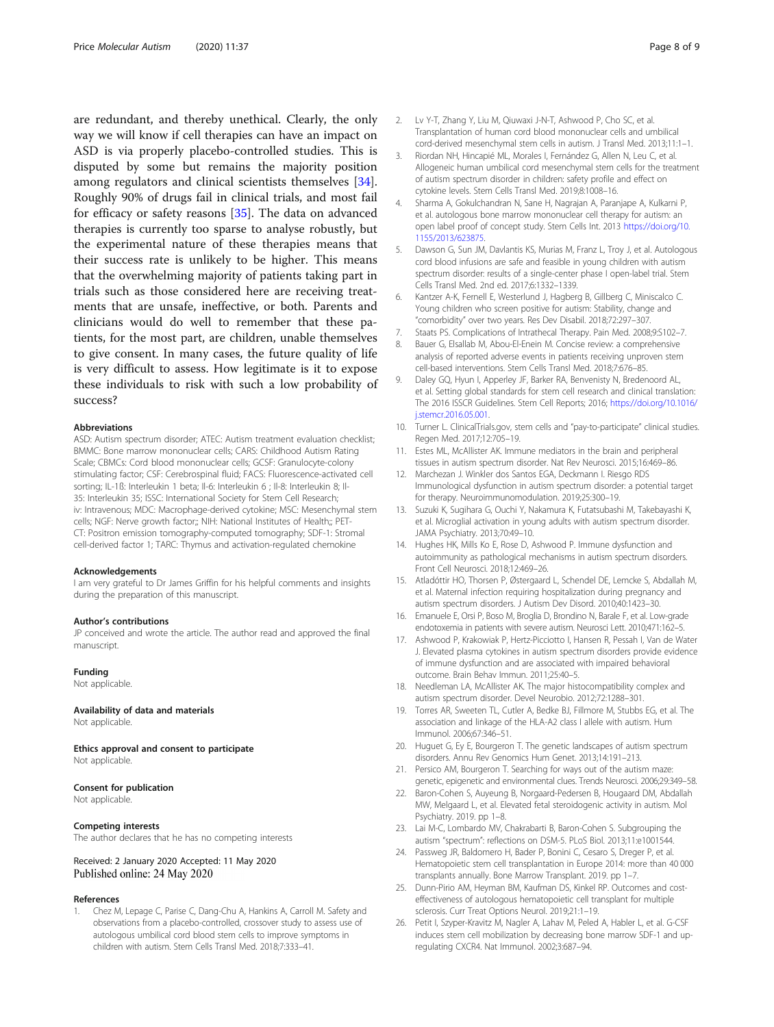are redundant, and thereby unethical. Clearly, the only way we will know if cell therapies can have an impact on ASD is via properly placebo-controlled studies. This is disputed by some but remains the majority position among regulators and clinical scientists themselves [34]. Roughly 90% of drugs fail in clinical trials, and most fail for efficacy or safety reasons [35]. The data on advanced therapies is currently too sparse to analyse robustly, but the experimental nature of these therapies means that their success rate is unlikely to be higher. This means that the overwhelming majority of patients taking part in trials such as those considered here are receiving treatments that are unsafe, ineffective, or both. Parents and clinicians would do well to remember that these patients, for the most part, are children, unable themselves to give consent. In many cases, the future quality of life is very difficult to assess. How legitimate is it to expose these individuals to risk with such a low probability of success?

#### Abbreviations

ASD: Autism spectrum disorder; ATEC: Autism treatment evaluation checklist; BMMC: Bone marrow mononuclear cells; CARS: Childhood Autism Rating Scale; CBMCs: Cord blood mononuclear cells; GCSF: Granulocyte-colony stimulating factor; CSF: Cerebrospinal fluid; FACS: Fluorescence-activated cell sorting; IL-1ß: Interleukin 1 beta; Il-6: Interleukin 6 ; Il-8: Interleukin 8; Il-35: Interleukin 35; ISSC: International Society for Stem Cell Research; iv: Intravenous; MDC: Macrophage-derived cytokine; MSC: Mesenchymal stem cells; NGF: Nerve growth factor;; NIH: National Institutes of Health;; PET-CT: Positron emission tomography-computed tomography; SDF-1: Stromal cell-derived factor 1; TARC: Thymus and activation-regulated chemokine

#### Acknowledgements

I am very grateful to Dr James Griffin for his helpful comments and insights during the preparation of this manuscript.

#### Author's contributions

JP conceived and wrote the article. The author read and approved the final manuscript.

#### Funding

Not applicable.

#### Availability of data and materials

Not applicable.

#### Ethics approval and consent to participate

Not applicable.

#### Consent for publication

Not applicable.

#### Competing interests

The author declares that he has no competing interests

Received: 2 January 2020 Accepted: 11 May 2020
Published online: 24 May 2020

#### References

1. Chez M, Lepage C, Parise C, Dang-Chu A, Hankins A, Carroll M. Safety and observations from a placebo-controlled, crossover study to assess use of autologous umbilical cord blood stem cells to improve symptoms in children with autism. Stem Cells Transl Med. 2018;7:333–41.
2. Lv Y-T, Zhang Y, Liu M, Qiuwaxi J-N-T, Ashwood P, Cho SC, et al. Transplantation of human cord blood mononuclear cells and umbilical cord-derived mesenchymal stem cells in autism. J Transl Med. 2013;11:1–1.
3. Riordan NH, Hincapié ML, Morales I, Fernández G, Allen N, Leu C, et al. Allogeneic human umbilical cord mesenchymal stem cells for the treatment of autism spectrum disorder in children: safety profile and effect on cytokine levels. Stem Cells Transl Med. 2019;8:1008–16.
4. Sharma A, Gokulchandran N, Sane H, Nagrajan A, Paranjape A, Kulkarni P, et al. autologous bone marrow mononuclear cell therapy for autism: an open label proof of concept study. Stem Cells Int. 2013 https://doi.org/10.1155/2013/623875.
5. Dawson G, Sun JM, Davlantis KS, Murias M, Franz L, Troy J, et al. Autologous cord blood infusions are safe and feasible in young children with autism spectrum disorder: results of a single-center phase I open-label trial. Stem Cells Transl Med. 2nd ed. 2017;6:1332–1339.
6. Kantzer A-K, Fernell E, Westerlund J, Hagberg B, Gillberg C, Miniscalco C. Young children who screen positive for autism: Stability, change and "comorbidity" over two years. Res Dev Disabil. 2018;72:297–307.
7. Staats PS. Complications of Intrathecal Therapy. Pain Med. 2008;9:S102–7.
8. Bauer G, Elsallab M, Abou-El-Enein M. Concise review: a comprehensive analysis of reported adverse events in patients receiving unproven stem cell-based interventions. Stem Cells Transl Med. 2018;7:676–85.
9. Daley GQ, Hyun I, Apperley JF, Barker RA, Benvenisty N, Bredenoord AL, et al. Setting global standards for stem cell research and clinical translation: The 2016 ISSCR Guidelines. Stem Cell Reports; 2016; https://doi.org/10.1016/j.stemcr.2016.05.001.
10. Turner L. ClinicalTrials.gov, stem cells and "pay-to-participate" clinical studies. Regen Med. 2017;12:705–19.
11. Estes ML, McAllister AK. Immune mediators in the brain and peripheral tissues in autism spectrum disorder. Nat Rev Neurosci. 2015;16:469–86.
12. Marchezan J. Winkler dos Santos EGA, Deckmann I. Riesgo RDS Immunological dysfunction in autism spectrum disorder: a potential target for therapy. Neuroimmunomodulation. 2019;25:300–19.
13. Suzuki K, Sugihara G, Ouchi Y, Nakamura K, Futatsubashi M, Takebayashi K, et al. Microglial activation in young adults with autism spectrum disorder. JAMA Psychiatry. 2013;70:49–10.
14. Hughes HK, Mills Ko E, Rose D, Ashwood P. Immune dysfunction and autoimmunity as pathological mechanisms in autism spectrum disorders. Front Cell Neurosci. 2018;12:469–26.
15. Atladóttir HO, Thorsen P, Østergaard L, Schendel DE, Lemcke S, Abdallah M, et al. Maternal infection requiring hospitalization during pregnancy and autism spectrum disorders. J Autism Dev Disord. 2010;40:1423–30.
16. Emanuele E, Orsi P, Boso M, Broglia D, Brondino N, Barale F, et al. Low-grade endotoxemia in patients with severe autism. Neurosci Lett. 2010;471:162–5.
17. Ashwood P, Krakowiak P, Hertz-Picciotto I, Hansen R, Pessah I, Van de Water J. Elevated plasma cytokines in autism spectrum disorders provide evidence of immune dysfunction and are associated with impaired behavioral outcome. Brain Behav Immun. 2011;25:40–5.
18. Needleman LA, McAllister AK. The major histocompatibility complex and autism spectrum disorder. Devel Neurobio. 2012;72:1288–301.
19. Torres AR, Sweeten TL, Cutler A, Bedke BJ, Fillmore M, Stubbs EG, et al. The association and linkage of the HLA-A2 class I allele with autism. Hum Immunol. 2006;67:346–51.
20. Huguet G, Ey E, Bourgeron T. The genetic landscapes of autism spectrum disorders. Annu Rev Genomics Hum Genet. 2013;14:191–213.
21. Persico AM, Bourgeron T. Searching for ways out of the autism maze: genetic, epigenetic and environmental clues. Trends Neurosci. 2006;29:349–58.
22. Baron-Cohen S, Auyeung B, Norgaard-Pedersen B, Hougaard DM, Abdallah MW, Melgaard L, et al. Elevated fetal steroidogenic activity in autism. Mol Psychiatry. 2019. pp 1–8.
23. Lai M-C, Lombardo MV, Chakrabarti B, Baron-Cohen S. Subgrouping the autism "spectrum": reflections on DSM-5. PLoS Biol. 2013;11:e1001544.
24. Passweg JR, Baldomero H, Bader P, Bonini C, Cesaro S, Dreger P, et al. Hematopoietic stem cell transplantation in Europe 2014: more than 40 000 transplants annually. Bone Marrow Transplant. 2019. pp 1–7.
25. Dunn-Pirio AM, Heyman BM, Kaufman DS, Kinkel RP. Outcomes and cost-effectiveness of autologous hematopoietic cell transplant for multiple sclerosis. Curr Treat Options Neurol. 2019;21:1–19.
26. Petit I, Szyper-Kravitz M, Nagler A, Lahav M, Peled A, Habler L, et al. G-CSF induces stem cell mobilization by decreasing bone marrow SDF-1 and up-regulating CXCR4. Nat Immunol. 2002;3:687–94.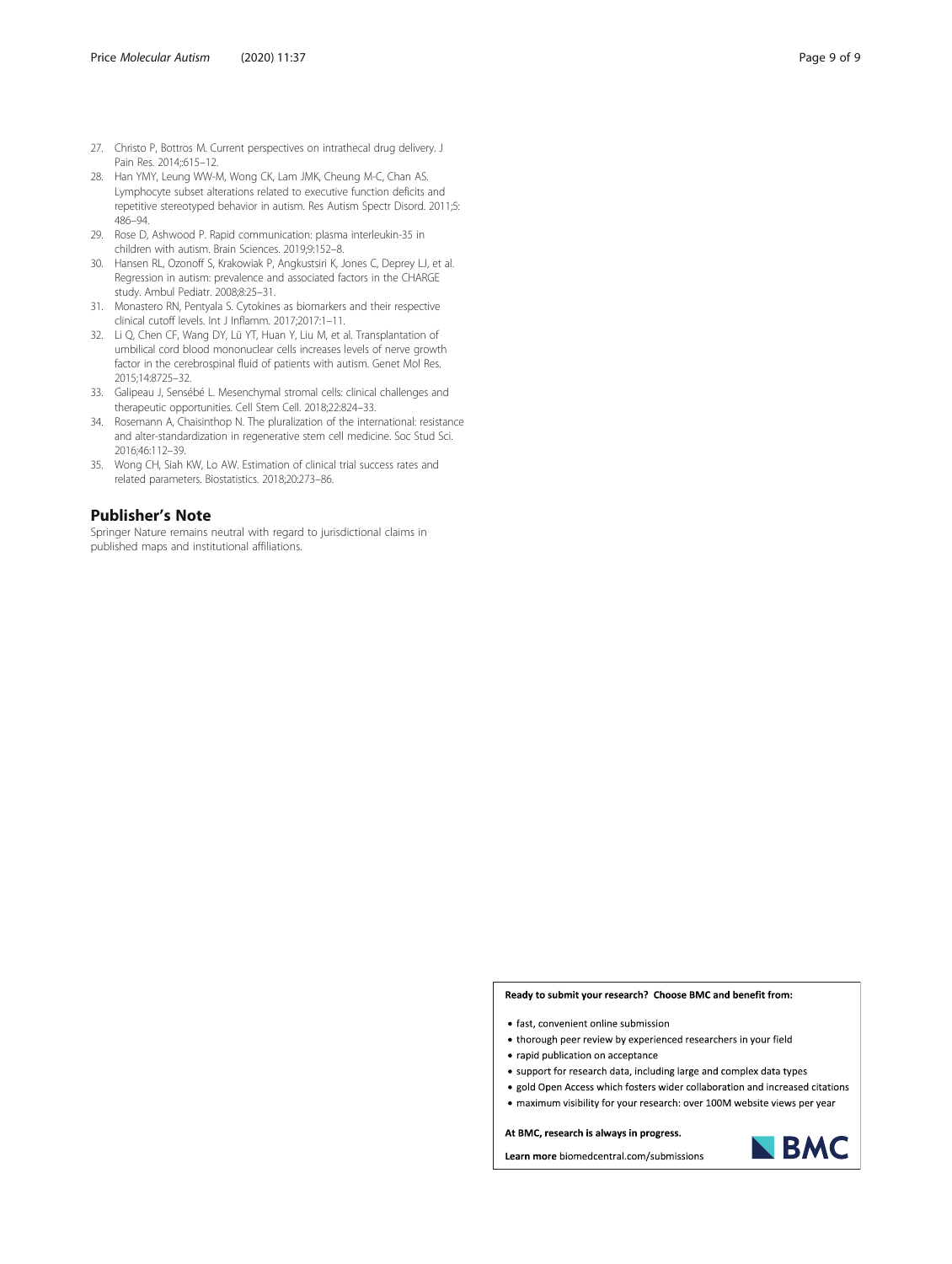27. Christo P, Bottros M. Current perspectives on intrathecal drug delivery. J Pain Res. 2014;:615–12.
28. Han YMY, Leung WW-M, Wong CK, Lam JMK, Cheung M-C, Chan AS. Lymphocyte subset alterations related to executive function deficits and repetitive stereotyped behavior in autism. Res Autism Spectr Disord. 2011;5:486–94.
29. Rose D, Ashwood P. Rapid communication: plasma interleukin-35 in children with autism. Brain Sciences. 2019;9:152–8.
30. Hansen RL, Ozonoff S, Krakowiak P, Angkustsiri K, Jones C, Deprey LJ, et al. Regression in autism: prevalence and associated factors in the CHARGE study. Ambul Pediatr. 2008;8:25–31.
31. Monastero RN, Pentyala S. Cytokines as biomarkers and their respective clinical cutoff levels. Int J Inflamm. 2017;2017:1–11.
32. Li Q, Chen CF, Wang DY, Lü YT, Huan Y, Liu M, et al. Transplantation of umbilical cord blood mononuclear cells increases levels of nerve growth factor in the cerebrospinal fluid of patients with autism. Genet Mol Res. 2015;14:8725–32.
33. Galipeau J, Sensébé L. Mesenchymal stromal cells: clinical challenges and therapeutic opportunities. Cell Stem Cell. 2018;22:824–33.
34. Rosemann A, Chaisinthop N. The pluralization of the international: resistance and alter-standardization in regenerative stem cell medicine. Soc Stud Sci. 2016;46:112–39.
35. Wong CH, Siah KW, Lo AW. Estimation of clinical trial success rates and related parameters. Biostatistics. 2018;20:273–86.

## Publisher's Note

Springer Nature remains neutral with regard to jurisdictional claims in published maps and institutional affiliations.

**Ready to submit your research? Choose BMC and benefit from:**

- fast, convenient online submission
- thorough peer review by experienced researchers in your field
- rapid publication on acceptance
- support for research data, including large and complex data types
- gold Open Access which fosters wider collaboration and increased citations
- maximum visibility for your research: over 100M website views per year

**At BMC, research is always in progress.**

**Learn more** biomedcentral.com/submissions